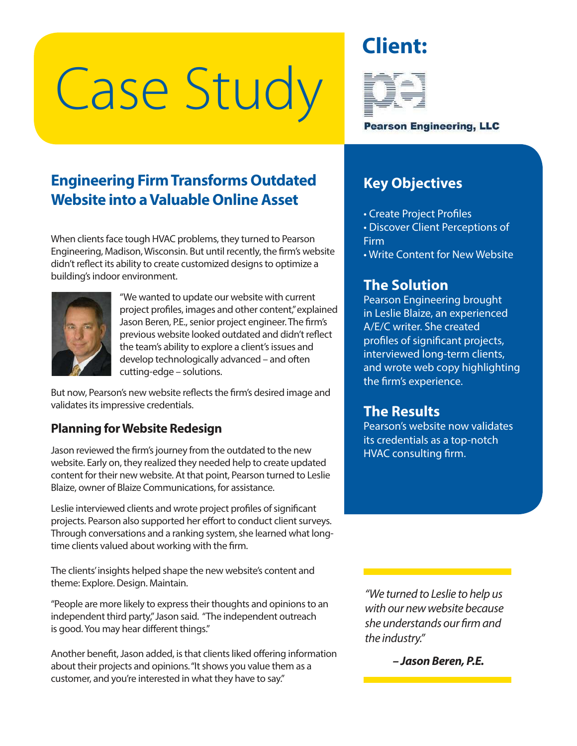# Case Study

## Client:

Pearson Engineering, LLC

## Engineering Firm Transforms Outdated Website into a Valuable Online Asset

When clients face tough HVAC problems, they turned to Pearson Engineering, Madison, Wisconsin. But until recently, the firm's website didn't reflect its ability to create customized designs to optimize a building's indoor environment.

"We wanted to update our website with current project profiles, images and other content," explained Jason Beren, P.E., senior project engineer. The firm's previous website looked outdated and didn't reflect the team's ability to explore a client's issues and develop technologically advanced – and often cutting-edge – solutions.

But now, Pearson's new website reflects the firm's desired image and validates its impressive credentials.

### Planning for Website Redesign

Jason reviewed the firm's journey from the outdated to the new website. Early on, they realized they needed help to create updated content for their new website. At that point, Pearson turned to Leslie Blaize, owner of Blaize Communications, for assistance.

Leslie interviewed clients and wrote project profiles of significant projects. Pearson also supported her effort to conduct client surveys. Through conversations and a ranking system, she learned what long-time clients valued about working with the firm.

The clients' insights helped shape the new website's content and theme: Explore. Design. Maintain.

"People are more likely to express their thoughts and opinions to an independent third party," Jason said. "The independent outreach is good. You may hear different things."

Another benefit, Jason added, is that clients liked offering information about their projects and opinions. "It shows you value them as a customer, and you're interested in what they have to say."

## Key Objectives

- Create Project Profiles
- Discover Client Perceptions of Firm
- Write Content for New Website

## The Solution

Pearson Engineering brought in Leslie Blaize, an experienced A/E/C writer. She created profiles of significant projects, interviewed long-term clients, and wrote web copy highlighting the firm's experience.

## The Results

Pearson's website now validates its credentials as a top-notch HVAC consulting firm.

*"We turned to Leslie to help us with our new website because she understands our firm and the industry."*

***– Jason Beren, P.E.***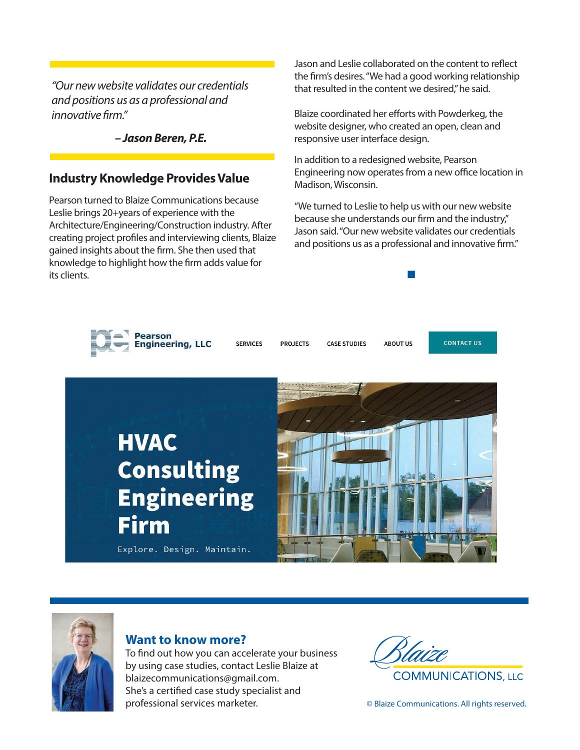*"Our new website validates our credentials and positions us as a professional and innovative firm."*

***– Jason Beren, P.E.***

## Industry Knowledge Provides Value

Pearson turned to Blaize Communications because Leslie brings 20+years of experience with the Architecture/Engineering/Construction industry. After creating project profiles and interviewing clients, Blaize gained insights about the firm. She then used that knowledge to highlight how the firm adds value for its clients.

Jason and Leslie collaborated on the content to reflect the firm's desires. "We had a good working relationship that resulted in the content we desired," he said.

Blaize coordinated her efforts with Powderkeg, the website designer, who created an open, clean and responsive user interface design.

In addition to a redesigned website, Pearson Engineering now operates from a new office location in Madison, Wisconsin.

"We turned to Leslie to help us with our new website because she understands our firm and the industry," Jason said. "Our new website validates our credentials and positions us as a professional and innovative firm."

Pearson Engineering, LLC

SERVICES PROJECTS CASE STUDIES ABOUT US CONTACT US

HVAC Consulting Engineering Firm

Explore. Design. Maintain.

## Want to know more?

To find out how you can accelerate your business by using case studies, contact Leslie Blaize at blaizecommunications@gmail.com. She's a certified case study specialist and professional services marketer.

Blaize COMMUNICATIONS, LLC

© Blaize Communications. All rights reserved.